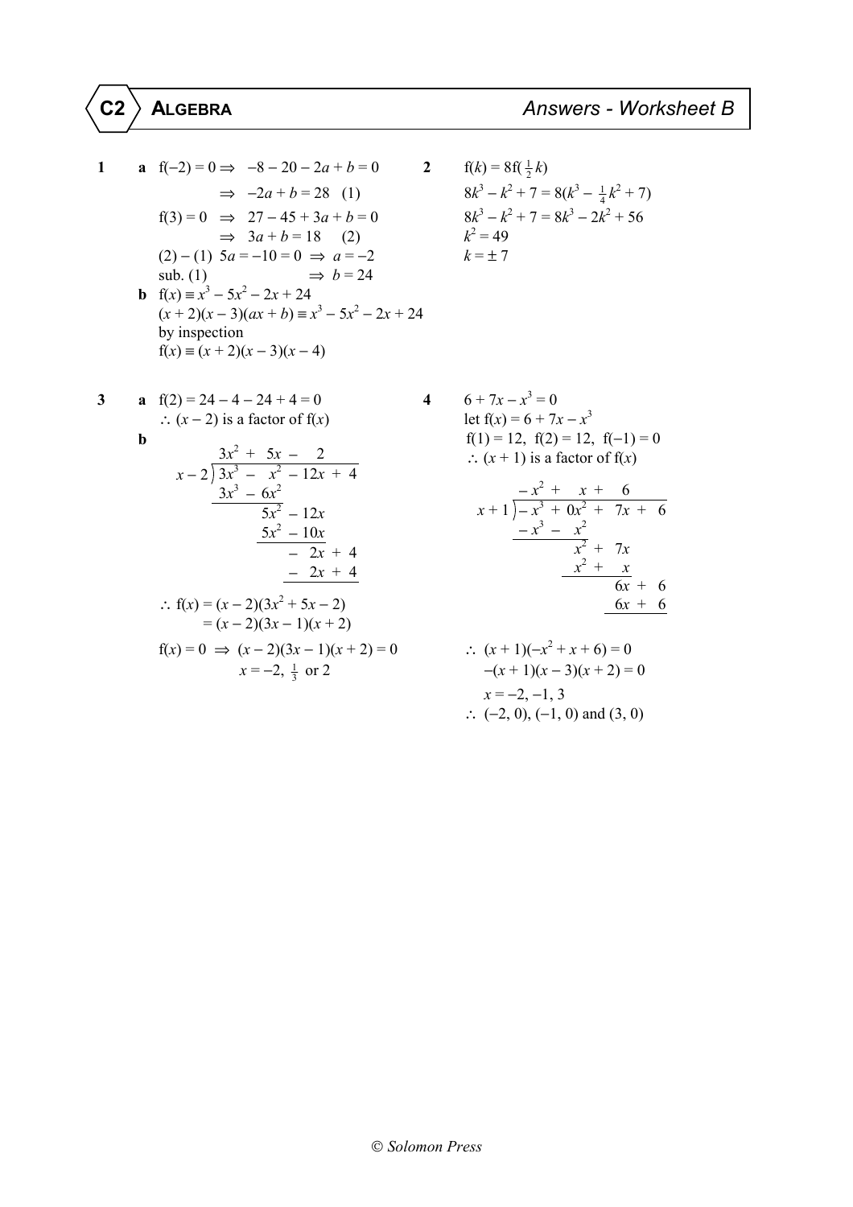# C2 ALGEBRA — Answers - Worksheet B

**1** **a** $f(-2) = 0 \Rightarrow \; -8 - 20 - 2a + b = 0$

$\Rightarrow \; -2a + b = 28 \quad (1)$

$f(3) = 0 \;\Rightarrow\; 27 - 45 + 3a + b = 0$

$\Rightarrow \; 3a + b = 18 \quad (2)$

$(2) - (1) \;\; 5a = -10 = 0 \;\Rightarrow\; a = -2$

sub. (1) $\Rightarrow\; b = 24$

**b** $f(x) \equiv x^3 - 5x^2 - 2x + 24$

$(x + 2)(x - 3)(ax + b) \equiv x^3 - 5x^2 - 2x + 24$

by inspection

$f(x) \equiv (x + 2)(x - 3)(x - 4)$

**2** $f(k) = 8f(\tfrac{1}{2}k)$

$8k^3 - k^2 + 7 = 8(k^3 - \tfrac{1}{4}k^2 + 7)$

$8k^3 - k^2 + 7 = 8k^3 - 2k^2 + 56$

$k^2 = 49$

$k = \pm 7$

**3** **a** $f(2) = 24 - 4 - 24 + 4 = 0$

$\therefore \; (x - 2)$ is a factor of $f(x)$

**b**

$$
\begin{array}{r}
3x^2 + 5x - 2 \\
x - 2 \,\big)\, \overline{3x^3 - x^2 - 12x + 4} \\
\underline{3x^3 - 6x^2} \qquad\qquad \\
5x^2 - 12x \qquad \\
\underline{5x^2 - 10x} \qquad \\
-2x + 4 \\
\underline{-2x + 4}
\end{array}
$$

$\therefore \; f(x) = (x - 2)(3x^2 + 5x - 2)$

$= (x - 2)(3x - 1)(x + 2)$

$f(x) = 0 \;\Rightarrow\; (x - 2)(3x - 1)(x + 2) = 0$

$x = -2, \tfrac{1}{3}$ or $2$

**4** $6 + 7x - x^3 = 0$

let $f(x) = 6 + 7x - x^3$

$f(1) = 12, \;\; f(2) = 12, \;\; f(-1) = 0$

$\therefore \; (x + 1)$ is a factor of $f(x)$

$$
\begin{array}{r}
-x^2 + x + 6 \\
x + 1 \,\big)\, \overline{-x^3 + 0x^2 + 7x + 6} \\
\underline{-x^3 - x^2} \qquad\qquad \\
x^2 + 7x \qquad \\
\underline{x^2 + x} \qquad \\
6x + 6 \\
\underline{6x + 6}
\end{array}
$$

$\therefore \; (x + 1)(-x^2 + x + 6) = 0$

$-(x + 1)(x - 3)(x + 2) = 0$

$x = -2, -1, 3$

$\therefore \; (-2, 0), (-1, 0)$ and $(3, 0)$

© Solomon Press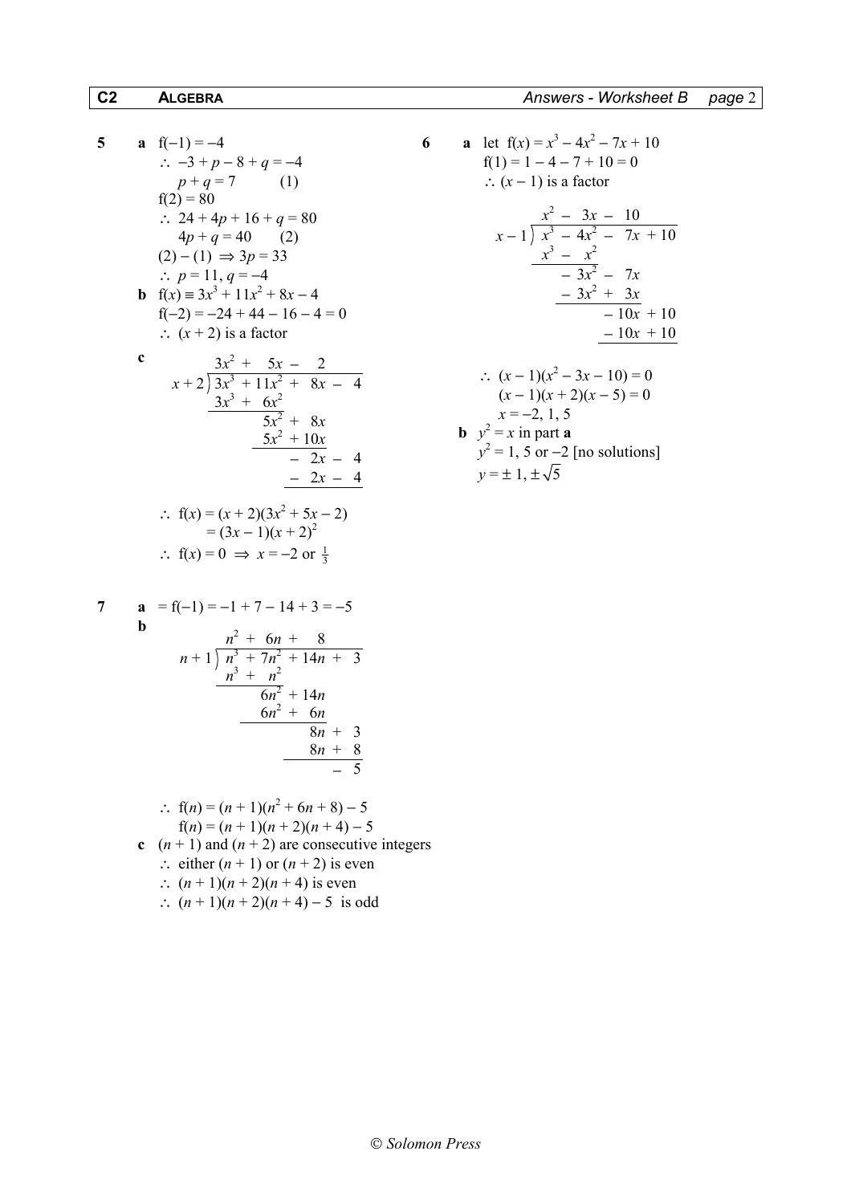**5** **a** $f(-1) = -4$

$\therefore\ -3 + p - 8 + q = -4$

$p + q = 7 \qquad (1)$

$f(2) = 80$

$\therefore\ 24 + 4p + 16 + q = 80$

$4p + q = 40 \qquad (2)$

$(2) - (1) \Rightarrow 3p = 33$

$\therefore\ p = 11,\ q = -4$

**b** $f(x) \equiv 3x^3 + 11x^2 + 8x - 4$

$f(-2) = -24 + 44 - 16 - 4 = 0$

$\therefore\ (x + 2)$ is a factor

**c**

$$
\begin{array}{r|l}
 & 3x^2 + 5x - 2 \\
x + 2 & 3x^3 + 11x^2 + 8x - 4 \\
 & 3x^3 + 6x^2 \\
 & \quad 5x^2 + 8x \\
 & \quad 5x^2 + 10x \\
 & \qquad -2x - 4 \\
 & \qquad -2x - 4
\end{array}
$$

$\therefore\ f(x) = (x + 2)(3x^2 + 5x - 2)$

$= (3x - 1)(x + 2)^2$

$\therefore\ f(x) = 0 \Rightarrow x = -2$ or $\frac{1}{3}$

**6** **a** let $f(x) = x^3 - 4x^2 - 7x + 10$

$f(1) = 1 - 4 - 7 + 10 = 0$

$\therefore\ (x - 1)$ is a factor

$$
\begin{array}{r|l}
 & x^2 - 3x - 10 \\
x - 1 & x^3 - 4x^2 - 7x + 10 \\
 & x^3 - x^2 \\
 & \quad -3x^2 - 7x \\
 & \quad -3x^2 + 3x \\
 & \qquad -10x + 10 \\
 & \qquad -10x + 10
\end{array}
$$

$\therefore\ (x - 1)(x^2 - 3x - 10) = 0$

$(x - 1)(x + 2)(x - 5) = 0$

$x = -2, 1, 5$

**b** $y^2 = x$ in part **a**

$y^2 = 1, 5$ or $-2$ [no solutions]

$y = \pm 1, \pm\sqrt{5}$

**7** **a** $= f(-1) = -1 + 7 - 14 + 3 = -5$

**b**

$$
\begin{array}{r|l}
 & n^2 + 6n + 8 \\
n + 1 & n^3 + 7n^2 + 14n + 3 \\
 & n^3 + n^2 \\
 & \quad 6n^2 + 14n \\
 & \quad 6n^2 + 6n \\
 & \qquad 8n + 3 \\
 & \qquad 8n + 8 \\
 & \qquad\quad -5
\end{array}
$$

$\therefore\ f(n) = (n + 1)(n^2 + 6n + 8) - 5$

$f(n) = (n + 1)(n + 2)(n + 4) - 5$

**c** $(n + 1)$ and $(n + 2)$ are consecutive integers

$\therefore$ either $(n + 1)$ or $(n + 2)$ is even

$\therefore\ (n + 1)(n + 2)(n + 4)$ is even

$\therefore\ (n + 1)(n + 2)(n + 4) - 5$ is odd